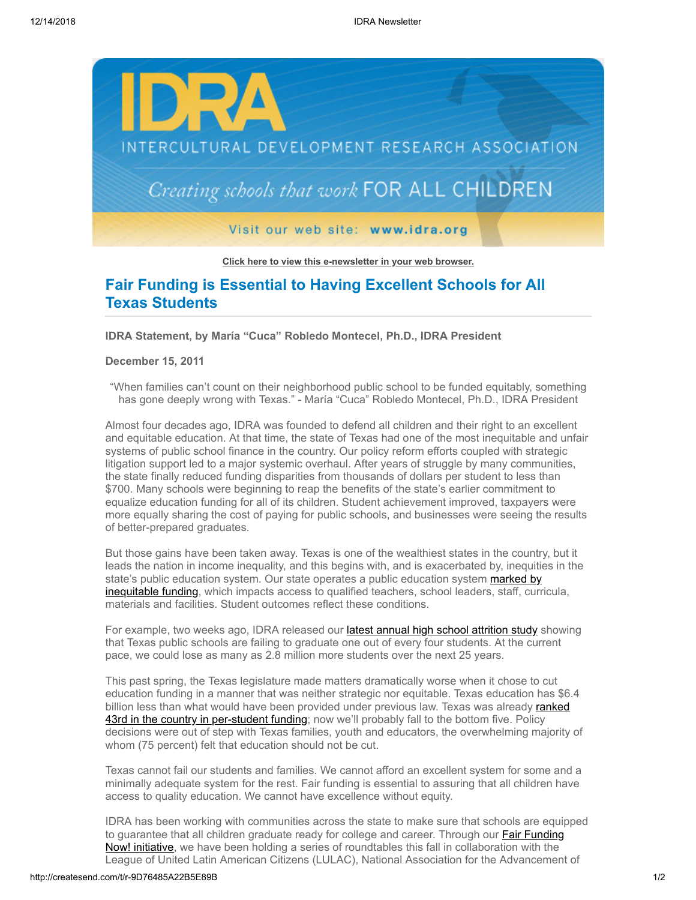Click here to view this e-newsletter in your web browser.

## Fair Funding is Essential to Having Excellent Schools for All Texas Students

**IDRA Statement, by María "Cuca" Robledo Montecel, Ph.D., IDRA President**

**December 15, 2011**

"When families can't count on their neighborhood public school to be funded equitably, something has gone deeply wrong with Texas." - María "Cuca" Robledo Montecel, Ph.D., IDRA President

Almost four decades ago, IDRA was founded to defend all children and their right to an excellent and equitable education. At that time, the state of Texas had one of the most inequitable and unfair systems of public school finance in the country. Our policy reform efforts coupled with strategic litigation support led to a major systemic overhaul. After years of struggle by many communities, the state finally reduced funding disparities from thousands of dollars per student to less than $700. Many schools were beginning to reap the benefits of the state's earlier commitment to equalize education funding for all of its children. Student achievement improved, taxpayers were more equally sharing the cost of paying for public schools, and businesses were seeing the results of better-prepared graduates.

But those gains have been taken away. Texas is one of the wealthiest states in the country, but it leads the nation in income inequality, and this begins with, and is exacerbated by, inequities in the state's public education system. Our state operates a public education system marked by inequitable funding, which impacts access to qualified teachers, school leaders, staff, curricula, materials and facilities. Student outcomes reflect these conditions.

For example, two weeks ago, IDRA released our latest annual high school attrition study showing that Texas public schools are failing to graduate one out of every four students. At the current pace, we could lose as many as 2.8 million more students over the next 25 years.

This past spring, the Texas legislature made matters dramatically worse when it chose to cut education funding in a manner that was neither strategic nor equitable. Texas education has $6.4 billion less than what would have been provided under previous law. Texas was already ranked 43rd in the country in per-student funding; now we'll probably fall to the bottom five. Policy decisions were out of step with Texas families, youth and educators, the overwhelming majority of whom (75 percent) felt that education should not be cut.

Texas cannot fail our students and families. We cannot afford an excellent system for some and a minimally adequate system for the rest. Fair funding is essential to assuring that all children have access to quality education. We cannot have excellence without equity.

IDRA has been working with communities across the state to make sure that schools are equipped to guarantee that all children graduate ready for college and career. Through our Fair Funding Now! initiative, we have been holding a series of roundtables this fall in collaboration with the League of United Latin American Citizens (LULAC), National Association for the Advancement of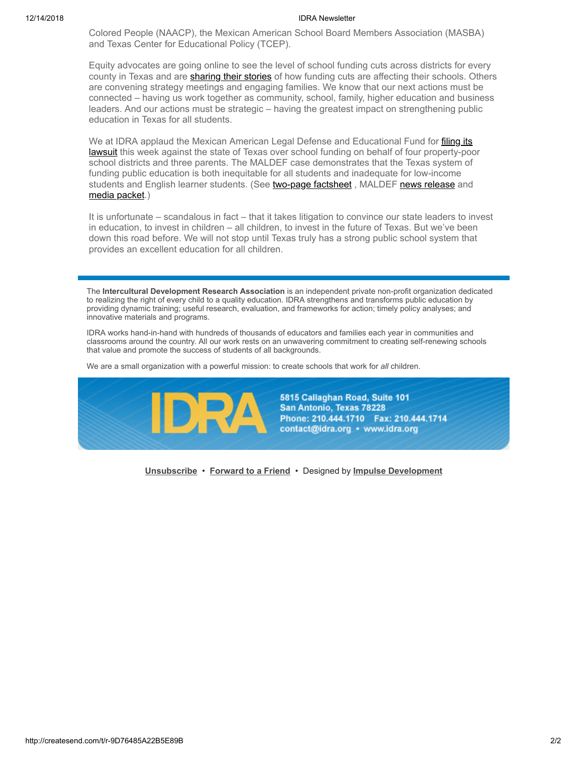Colored People (NAACP), the Mexican American School Board Members Association (MASBA) and Texas Center for Educational Policy (TCEP).

Equity advocates are going online to see the level of school funding cuts across districts for every county in Texas and are sharing their stories of how funding cuts are affecting their schools. Others are convening strategy meetings and engaging families. We know that our next actions must be connected – having us work together as community, school, family, higher education and business leaders. And our actions must be strategic – having the greatest impact on strengthening public education in Texas for all students.

We at IDRA applaud the Mexican American Legal Defense and Educational Fund for filing its lawsuit this week against the state of Texas over school funding on behalf of four property-poor school districts and three parents. The MALDEF case demonstrates that the Texas system of funding public education is both inequitable for all students and inadequate for low-income students and English learner students. (See two-page factsheet , MALDEF news release and media packet.)

It is unfortunate – scandalous in fact – that it takes litigation to convince our state leaders to invest in education, to invest in children – all children, to invest in the future of Texas. But we've been down this road before. We will not stop until Texas truly has a strong public school system that provides an excellent education for all children.

---

The **Intercultural Development Research Association** is an independent private non-profit organization dedicated to realizing the right of every child to a quality education. IDRA strengthens and transforms public education by providing dynamic training; useful research, evaluation, and frameworks for action; timely policy analyses; and innovative materials and programs.

IDRA works hand-in-hand with hundreds of thousands of educators and families each year in communities and classrooms around the country. All our work rests on an unwavering commitment to creating self-renewing schools that value and promote the success of students of all backgrounds.

We are a small organization with a powerful mission: to create schools that work for *all* children.

IDRA

5815 Callaghan Road, Suite 101
San Antonio, Texas 78228
Phone: 210.444.1710 Fax: 210.444.1714
contact@idra.org • www.idra.org

**Unsubscribe** • **Forward to a Friend** • Designed by **Impulse Development**